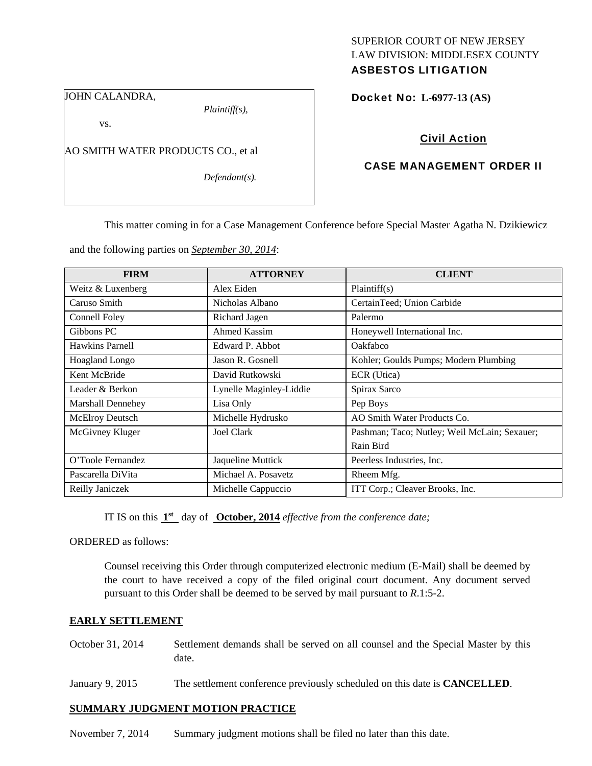SUPERIOR COURT OF NEW JERSEY
LAW DIVISION: MIDDLESEX COUNTY
**ASBESTOS LITIGATION**

JOHN CALANDRA,

*Plaintiff(s),*

vs.

AO SMITH WATER PRODUCTS CO., et al

*Defendant(s).*

**Docket No: L-6977-13 (AS)**

**Civil Action**

**CASE MANAGEMENT ORDER II**

This matter coming in for a Case Management Conference before Special Master Agatha N. Dzikiewicz and the following parties on *September 30, 2014*:

| FIRM | ATTORNEY | CLIENT |
|---|---|---|
| Weitz & Luxenberg | Alex Eiden | Plaintiff(s) |
| Caruso Smith | Nicholas Albano | CertainTeed; Union Carbide |
| Connell Foley | Richard Jagen | Palermo |
| Gibbons PC | Ahmed Kassim | Honeywell International Inc. |
| Hawkins Parnell | Edward P. Abbot | Oakfabco |
| Hoagland Longo | Jason R. Gosnell | Kohler; Goulds Pumps; Modern Plumbing |
| Kent McBride | David Rutkowski | ECR (Utica) |
| Leader & Berkon | Lynelle Maginley-Liddie | Spirax Sarco |
| Marshall Dennehey | Lisa Only | Pep Boys |
| McElroy Deutsch | Michelle Hydrusko | AO Smith Water Products Co. |
| McGivney Kluger | Joel Clark | Pashman; Taco; Nutley; Weil McLain; Sexauer; Rain Bird |
| O'Toole Fernandez | Jaqueline Muttick | Peerless Industries, Inc. |
| Pascarella DiVita | Michael A. Posavetz | Rheem Mfg. |
| Reilly Janiczek | Michelle Cappuccio | ITT Corp.; Cleaver Brooks, Inc. |

IT IS on this **1st** day of **October, 2014** *effective from the conference date;*

ORDERED as follows:

Counsel receiving this Order through computerized electronic medium (E-Mail) shall be deemed by the court to have received a copy of the filed original court document. Any document served pursuant to this Order shall be deemed to be served by mail pursuant to *R*.1:5-2.

**EARLY SETTLEMENT**

October 31, 2014 Settlement demands shall be served on all counsel and the Special Master by this date.

January 9, 2015 The settlement conference previously scheduled on this date is **CANCELLED**.

**SUMMARY JUDGMENT MOTION PRACTICE**

November 7, 2014 Summary judgment motions shall be filed no later than this date.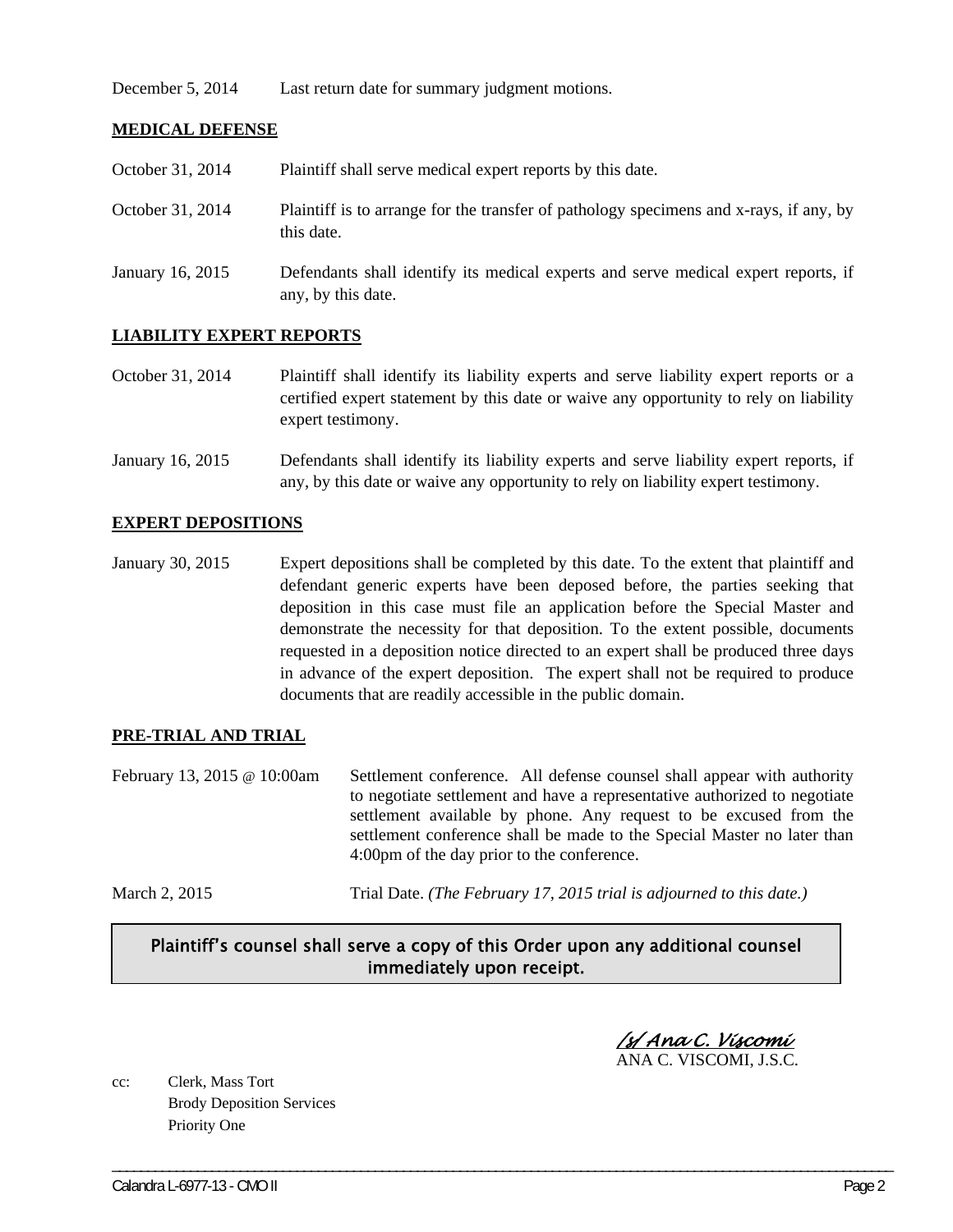December 5, 2014 Last return date for summary judgment motions.

**MEDICAL DEFENSE**

October 31, 2014 Plaintiff shall serve medical expert reports by this date.

October 31, 2014 Plaintiff is to arrange for the transfer of pathology specimens and x-rays, if any, by this date.

January 16, 2015 Defendants shall identify its medical experts and serve medical expert reports, if any, by this date.

**LIABILITY EXPERT REPORTS**

October 31, 2014 Plaintiff shall identify its liability experts and serve liability expert reports or a certified expert statement by this date or waive any opportunity to rely on liability expert testimony.

January 16, 2015 Defendants shall identify its liability experts and serve liability expert reports, if any, by this date or waive any opportunity to rely on liability expert testimony.

**EXPERT DEPOSITIONS**

January 30, 2015 Expert depositions shall be completed by this date. To the extent that plaintiff and defendant generic experts have been deposed before, the parties seeking that deposition in this case must file an application before the Special Master and demonstrate the necessity for that deposition. To the extent possible, documents requested in a deposition notice directed to an expert shall be produced three days in advance of the expert deposition. The expert shall not be required to produce documents that are readily accessible in the public domain.

**PRE-TRIAL AND TRIAL**

February 13, 2015 @ 10:00am Settlement conference. All defense counsel shall appear with authority to negotiate settlement and have a representative authorized to negotiate settlement available by phone. Any request to be excused from the settlement conference shall be made to the Special Master no later than 4:00pm of the day prior to the conference.

March 2, 2015 Trial Date. *(The February 17, 2015 trial is adjourned to this date.)*

**Plaintiff's counsel shall serve a copy of this Order upon any additional counsel immediately upon receipt.**

/s/ Ana C. Viscomi
ANA C. VISCOMI, J.S.C.

cc: Clerk, Mass Tort
Brody Deposition Services
Priority One

Calandra L-6977-13 - CMO II